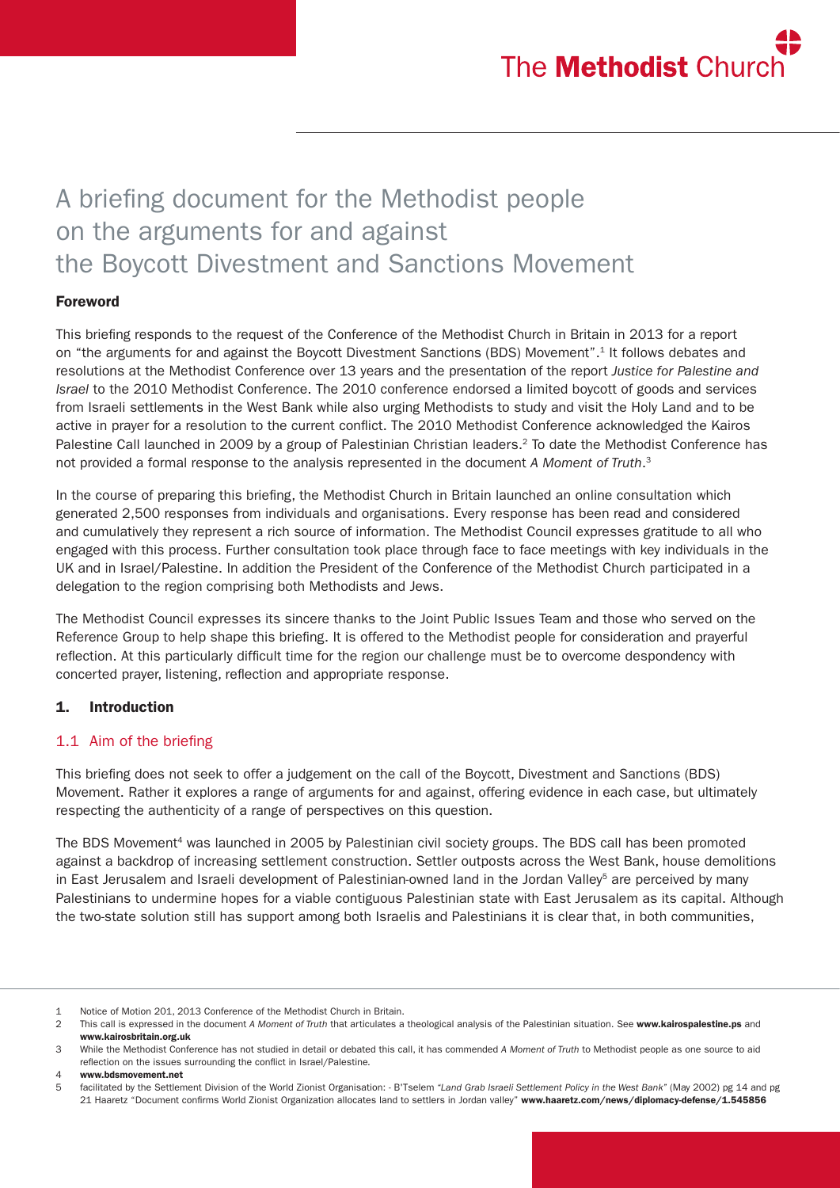The **Methodist** Church

# A briefing document for the Methodist people on the arguments for and against the Boycott Divestment and Sanctions Movement

## Foreword

This briefing responds to the request of the Conference of the Methodist Church in Britain in 2013 for a report on "the arguments for and against the Boycott Divestment Sanctions (BDS) Movement".[1] It follows debates and resolutions at the Methodist Conference over 13 years and the presentation of the report *Justice for Palestine and Israel* to the 2010 Methodist Conference. The 2010 conference endorsed a limited boycott of goods and services from Israeli settlements in the West Bank while also urging Methodists to study and visit the Holy Land and to be active in prayer for a resolution to the current conflict. The 2010 Methodist Conference acknowledged the Kairos Palestine Call launched in 2009 by a group of Palestinian Christian leaders.[2] To date the Methodist Conference has not provided a formal response to the analysis represented in the document *A Moment of Truth*.[3]

In the course of preparing this briefing, the Methodist Church in Britain launched an online consultation which generated 2,500 responses from individuals and organisations. Every response has been read and considered and cumulatively they represent a rich source of information. The Methodist Council expresses gratitude to all who engaged with this process. Further consultation took place through face to face meetings with key individuals in the UK and in Israel/Palestine. In addition the President of the Conference of the Methodist Church participated in a delegation to the region comprising both Methodists and Jews.

The Methodist Council expresses its sincere thanks to the Joint Public Issues Team and those who served on the Reference Group to help shape this briefing. It is offered to the Methodist people for consideration and prayerful reflection. At this particularly difficult time for the region our challenge must be to overcome despondency with concerted prayer, listening, reflection and appropriate response.

## 1. Introduction

### 1.1 Aim of the briefing

This briefing does not seek to offer a judgement on the call of the Boycott, Divestment and Sanctions (BDS) Movement. Rather it explores a range of arguments for and against, offering evidence in each case, but ultimately respecting the authenticity of a range of perspectives on this question.

The BDS Movement[4] was launched in 2005 by Palestinian civil society groups. The BDS call has been promoted against a backdrop of increasing settlement construction. Settler outposts across the West Bank, house demolitions in East Jerusalem and Israeli development of Palestinian-owned land in the Jordan Valley[5] are perceived by many Palestinians to undermine hopes for a viable contiguous Palestinian state with East Jerusalem as its capital. Although the two-state solution still has support among both Israelis and Palestinians it is clear that, in both communities,

---

1 Notice of Motion 201, 2013 Conference of the Methodist Church in Britain.

2 This call is expressed in the document *A Moment of Truth* that articulates a theological analysis of the Palestinian situation. See **www.kairospalestine.ps** and **www.kairosbritain.org.uk**

3 While the Methodist Conference has not studied in detail or debated this call, it has commended *A Moment of Truth* to Methodist people as one source to aid reflection on the issues surrounding the conflict in Israel/Palestine.

4 **www.bdsmovement.net**

5 facilitated by the Settlement Division of the World Zionist Organisation: - B'Tselem *"Land Grab Israeli Settlement Policy in the West Bank"* (May 2002) pg 14 and pg 21 Haaretz "Document confirms World Zionist Organization allocates land to settlers in Jordan valley" **www.haaretz.com/news/diplomacy-defense/1.545856**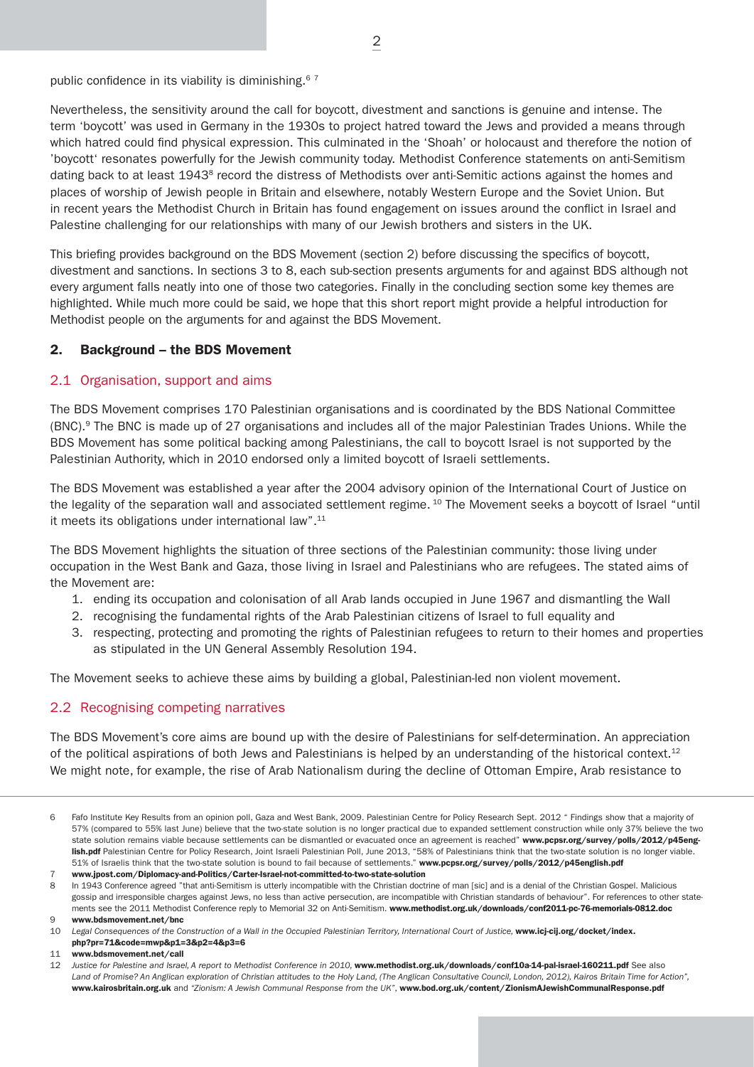public confidence in its viability is diminishing.[6] [7]

Nevertheless, the sensitivity around the call for boycott, divestment and sanctions is genuine and intense. The term 'boycott' was used in Germany in the 1930s to project hatred toward the Jews and provided a means through which hatred could find physical expression. This culminated in the 'Shoah' or holocaust and therefore the notion of 'boycott' resonates powerfully for the Jewish community today. Methodist Conference statements on anti-Semitism dating back to at least 1943[8] record the distress of Methodists over anti-Semitic actions against the homes and places of worship of Jewish people in Britain and elsewhere, notably Western Europe and the Soviet Union. But in recent years the Methodist Church in Britain has found engagement on issues around the conflict in Israel and Palestine challenging for our relationships with many of our Jewish brothers and sisters in the UK.

This briefing provides background on the BDS Movement (section 2) before discussing the specifics of boycott, divestment and sanctions. In sections 3 to 8, each sub-section presents arguments for and against BDS although not every argument falls neatly into one of those two categories. Finally in the concluding section some key themes are highlighted. While much more could be said, we hope that this short report might provide a helpful introduction for Methodist people on the arguments for and against the BDS Movement.

## 2. Background – the BDS Movement

### 2.1 Organisation, support and aims

The BDS Movement comprises 170 Palestinian organisations and is coordinated by the BDS National Committee (BNC).[9] The BNC is made up of 27 organisations and includes all of the major Palestinian Trades Unions. While the BDS Movement has some political backing among Palestinians, the call to boycott Israel is not supported by the Palestinian Authority, which in 2010 endorsed only a limited boycott of Israeli settlements.

The BDS Movement was established a year after the 2004 advisory opinion of the International Court of Justice on the legality of the separation wall and associated settlement regime.[10] The Movement seeks a boycott of Israel "until it meets its obligations under international law".[11]

The BDS Movement highlights the situation of three sections of the Palestinian community: those living under occupation in the West Bank and Gaza, those living in Israel and Palestinians who are refugees. The stated aims of the Movement are:

1. ending its occupation and colonisation of all Arab lands occupied in June 1967 and dismantling the Wall
2. recognising the fundamental rights of the Arab Palestinian citizens of Israel to full equality and
3. respecting, protecting and promoting the rights of Palestinian refugees to return to their homes and properties as stipulated in the UN General Assembly Resolution 194.

The Movement seeks to achieve these aims by building a global, Palestinian-led non violent movement.

### 2.2 Recognising competing narratives

The BDS Movement's core aims are bound up with the desire of Palestinians for self-determination. An appreciation of the political aspirations of both Jews and Palestinians is helped by an understanding of the historical context.[12] We might note, for example, the rise of Arab Nationalism during the decline of Ottoman Empire, Arab resistance to

---

6 Fafo Institute Key Results from an opinion poll, Gaza and West Bank, 2009. Palestinian Centre for Policy Research Sept. 2012 " Findings show that a majority of 57% (compared to 55% last June) believe that the two-state solution is no longer practical due to expanded settlement construction while only 37% believe the two state solution remains viable because settlements can be dismantled or evacuated once an agreement is reached" **www.pcpsr.org/survey/polls/2012/p45english.pdf** Palestinian Centre for Policy Research, Joint Israeli Palestinian Poll, June 2013, "58% of Palestinians think that the two-state solution is no longer viable. 51% of Israelis think that the two-state solution is bound to fail because of settlements." **www.pcpsr.org/survey/polls/2012/p45english.pdf**

7 **www.jpost.com/Diplomacy-and-Politics/Carter-Israel-not-committed-to-two-state-solution**

8 In 1943 Conference agreed "that anti-Semitism is utterly incompatible with the Christian doctrine of man [sic] and is a denial of the Christian Gospel. Malicious gossip and irresponsible charges against Jews, no less than active persecution, are incompatible with Christian standards of behaviour". For references to other statements see the 2011 Methodist Conference reply to Memorial 32 on Anti-Semitism. **www.methodist.org.uk/downloads/conf2011-pc-76-memorials-0812.doc**

9 **www.bdsmovement.net/bnc**

10 *Legal Consequences of the Construction of a Wall in the Occupied Palestinian Territory, International Court of Justice,* **www.icj-cij.org/docket/index.php?pr=71&code=mwp&p1=3&p2=4&p3=6**

11 **www.bdsmovement.net/call**

12 *Justice for Palestine and Israel, A report to Methodist Conference in 2010,* **www.methodist.org.uk/downloads/conf10a-14-pal-israel-160211.pdf** See also *Land of Promise? An Anglican exploration of Christian attitudes to the Holy Land, (The Anglican Consultative Council, London, 2012), Kairos Britain Time for Action",* **www.kairosbritain.org.uk** and *"Zionism: A Jewish Communal Response from the UK"*, **www.bod.org.uk/content/ZionismAJewishCommunalResponse.pdf**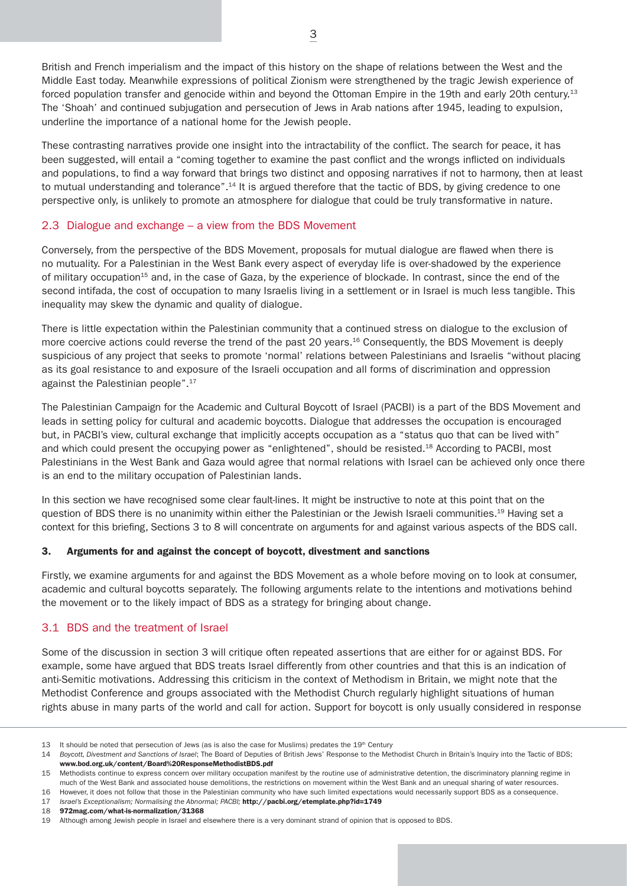British and French imperialism and the impact of this history on the shape of relations between the West and the Middle East today. Meanwhile expressions of political Zionism were strengthened by the tragic Jewish experience of forced population transfer and genocide within and beyond the Ottoman Empire in the 19th and early 20th century.[13] The 'Shoah' and continued subjugation and persecution of Jews in Arab nations after 1945, leading to expulsion, underline the importance of a national home for the Jewish people.

These contrasting narratives provide one insight into the intractability of the conflict. The search for peace, it has been suggested, will entail a "coming together to examine the past conflict and the wrongs inflicted on individuals and populations, to find a way forward that brings two distinct and opposing narratives if not to harmony, then at least to mutual understanding and tolerance".[14] It is argued therefore that the tactic of BDS, by giving credence to one perspective only, is unlikely to promote an atmosphere for dialogue that could be truly transformative in nature.

## 2.3 Dialogue and exchange – a view from the BDS Movement

Conversely, from the perspective of the BDS Movement, proposals for mutual dialogue are flawed when there is no mutuality. For a Palestinian in the West Bank every aspect of everyday life is over-shadowed by the experience of military occupation[15] and, in the case of Gaza, by the experience of blockade. In contrast, since the end of the second intifada, the cost of occupation to many Israelis living in a settlement or in Israel is much less tangible. This inequality may skew the dynamic and quality of dialogue.

There is little expectation within the Palestinian community that a continued stress on dialogue to the exclusion of more coercive actions could reverse the trend of the past 20 years.[16] Consequently, the BDS Movement is deeply suspicious of any project that seeks to promote 'normal' relations between Palestinians and Israelis "without placing as its goal resistance to and exposure of the Israeli occupation and all forms of discrimination and oppression against the Palestinian people".[17]

The Palestinian Campaign for the Academic and Cultural Boycott of Israel (PACBI) is a part of the BDS Movement and leads in setting policy for cultural and academic boycotts. Dialogue that addresses the occupation is encouraged but, in PACBI's view, cultural exchange that implicitly accepts occupation as a "status quo that can be lived with" and which could present the occupying power as "enlightened", should be resisted.[18] According to PACBI, most Palestinians in the West Bank and Gaza would agree that normal relations with Israel can be achieved only once there is an end to the military occupation of Palestinian lands.

In this section we have recognised some clear fault-lines. It might be instructive to note at this point that on the question of BDS there is no unanimity within either the Palestinian or the Jewish Israeli communities.[19] Having set a context for this briefing, Sections 3 to 8 will concentrate on arguments for and against various aspects of the BDS call.

## 3. Arguments for and against the concept of boycott, divestment and sanctions

Firstly, we examine arguments for and against the BDS Movement as a whole before moving on to look at consumer, academic and cultural boycotts separately. The following arguments relate to the intentions and motivations behind the movement or to the likely impact of BDS as a strategy for bringing about change.

## 3.1 BDS and the treatment of Israel

Some of the discussion in section 3 will critique often repeated assertions that are either for or against BDS. For example, some have argued that BDS treats Israel differently from other countries and that this is an indication of anti-Semitic motivations. Addressing this criticism in the context of Methodism in Britain, we might note that the Methodist Conference and groups associated with the Methodist Church regularly highlight situations of human rights abuse in many parts of the world and call for action. Support for boycott is only usually considered in response

---

13 It should be noted that persecution of Jews (as is also the case for Muslims) predates the 19th Century

14 *Boycott, Divestment and Sanctions of Israel*; The Board of Deputies of British Jews' Response to the Methodist Church in Britain's Inquiry into the Tactic of BDS; **www.bod.org.uk/content/Board%20ResponseMethodistBDS.pdf**

15 Methodists continue to express concern over military occupation manifest by the routine use of administrative detention, the discriminatory planning regime in much of the West Bank and associated house demolitions, the restrictions on movement within the West Bank and an unequal sharing of water resources.

16 However, it does not follow that those in the Palestinian community who have such limited expectations would necessarily support BDS as a consequence.

17 *Israel's Exceptionalism; Normalising the Abnormal; PACBI;* **http://pacbi.org/etemplate.php?id=1749**

18 **972mag.com/what-is-normalization/31368**

19 Although among Jewish people in Israel and elsewhere there is a very dominant strand of opinion that is opposed to BDS.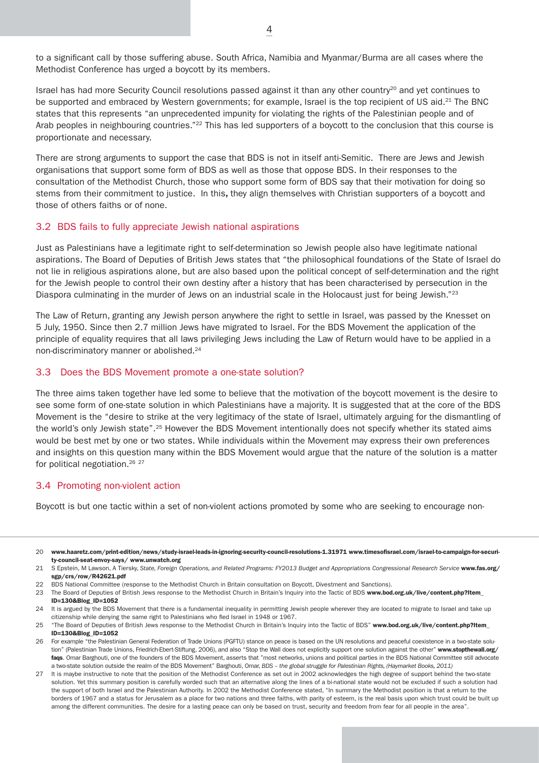to a significant call by those suffering abuse. South Africa, Namibia and Myanmar/Burma are all cases where the Methodist Conference has urged a boycott by its members.

Israel has had more Security Council resolutions passed against it than any other country[20] and yet continues to be supported and embraced by Western governments; for example, Israel is the top recipient of US aid.[21] The BNC states that this represents "an unprecedented impunity for violating the rights of the Palestinian people and of Arab peoples in neighbouring countries."[22] This has led supporters of a boycott to the conclusion that this course is proportionate and necessary.

There are strong arguments to support the case that BDS is not in itself anti-Semitic. There are Jews and Jewish organisations that support some form of BDS as well as those that oppose BDS. In their responses to the consultation of the Methodist Church, those who support some form of BDS say that their motivation for doing so stems from their commitment to justice. In this**,** they align themselves with Christian supporters of a boycott and those of others faiths or of none.

### 3.2 BDS fails to fully appreciate Jewish national aspirations

Just as Palestinians have a legitimate right to self-determination so Jewish people also have legitimate national aspirations. The Board of Deputies of British Jews states that "the philosophical foundations of the State of Israel do not lie in religious aspirations alone, but are also based upon the political concept of self-determination and the right for the Jewish people to control their own destiny after a history that has been characterised by persecution in the Diaspora culminating in the murder of Jews on an industrial scale in the Holocaust just for being Jewish."[23]

The Law of Return, granting any Jewish person anywhere the right to settle in Israel, was passed by the Knesset on 5 July, 1950. Since then 2.7 million Jews have migrated to Israel. For the BDS Movement the application of the principle of equality requires that all laws privileging Jews including the Law of Return would have to be applied in a non-discriminatory manner or abolished.[24]

### 3.3 Does the BDS Movement promote a one-state solution?

The three aims taken together have led some to believe that the motivation of the boycott movement is the desire to see some form of one-state solution in which Palestinians have a majority. It is suggested that at the core of the BDS Movement is the "desire to strike at the very legitimacy of the state of Israel, ultimately arguing for the dismantling of the world's only Jewish state".[25] However the BDS Movement intentionally does not specify whether its stated aims would be best met by one or two states. While individuals within the Movement may express their own preferences and insights on this question many within the BDS Movement would argue that the nature of the solution is a matter for political negotiation.[26] [27]

### 3.4 Promoting non-violent action

Boycott is but one tactic within a set of non-violent actions promoted by some who are seeking to encourage non-

---

20 **www.haaretz.com/print-edition/news/study-israel-leads-in-ignoring-security-council-resolutions-1.31971 www.timesofisrael.com/israel-to-campaign-for-security-council-seat-envoy-says/ www.unwatch.org**

21 S Epstein, M Lawson, A Tiersky, *State, Foreign Operations, and Related Programs: FY2013 Budget and Appropriations Congressional Research Service* **www.fas.org/sgp/crs/row/R42621.pdf**

22 BDS National Committee (response to the Methodist Church in Britain consultation on Boycott, Divestment and Sanctions).

23 The Board of Deputies of British Jews response to the Methodist Church in Britain's Inquiry into the Tactic of BDS **www.bod.org.uk/live/content.php?Item_ID=130&Blog_ID=1052**

24 It is argued by the BDS Movement that there is a fundamental inequality in permitting Jewish people wherever they are located to migrate to Israel and take up citizenship while denying the same right to Palestinians who fled Israel in 1948 or 1967.

25 "The Board of Deputies of British Jews response to the Methodist Church in Britain's Inquiry into the Tactic of BDS" **www.bod.org.uk/live/content.php?Item_ID=130&Blog_ID=1052**

26 For example "the Palestinian General Federation of Trade Unions (PGFTU) stance on peace is based on the UN resolutions and peaceful coexistence in a two-state solution" (Palestinian Trade Unions, Friedrich-Ebert-Stiftung, 2006), and also "Stop the Wall does not explicitly support one solution against the other" **www.stopthewall.org/faqs**. Omar Barghouti, one of the founders of the BDS Movement, asserts that "most networks, unions and political parties in the BDS National Committee still advocate a two-state solution outside the realm of the BDS Movement" Barghouti, Omar, *BDS – the global struggle for Palestinian Rights, (Haymarket Books, 2011)*

27 It is maybe instructive to note that the position of the Methodist Conference as set out in 2002 acknowledges the high degree of support behind the two-state solution. Yet this summary position is carefully worded such that an alternative along the lines of a bi-national state would not be excluded if such a solution had the support of both Israel and the Palestinian Authority. In 2002 the Methodist Conference stated, "In summary the Methodist position is that a return to the borders of 1967 and a status for Jerusalem as a place for two nations and three faiths, with parity of esteem, is the real basis upon which trust could be built up among the different communities. The desire for a lasting peace can only be based on trust, security and freedom from fear for all people in the area".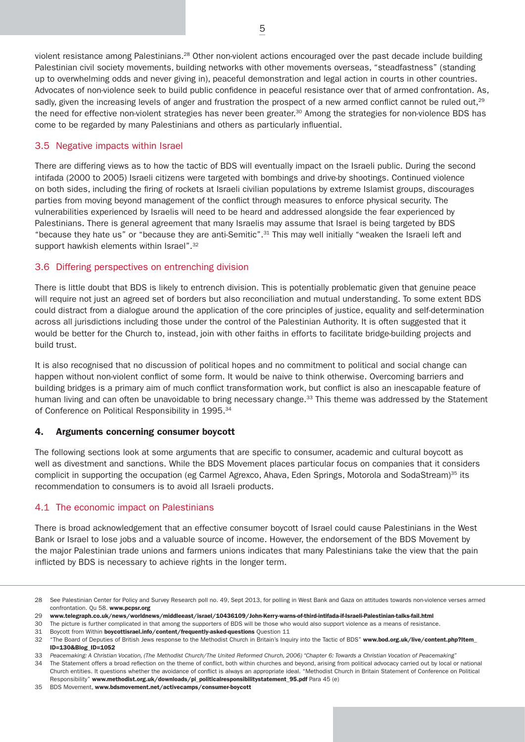violent resistance among Palestinians.[28] Other non-violent actions encouraged over the past decade include building Palestinian civil society movements, building networks with other movements overseas, "steadfastness" (standing up to overwhelming odds and never giving in), peaceful demonstration and legal action in courts in other countries. Advocates of non-violence seek to build public confidence in peaceful resistance over that of armed confrontation. As, sadly, given the increasing levels of anger and frustration the prospect of a new armed conflict cannot be ruled out,[29] the need for effective non-violent strategies has never been greater.[30] Among the strategies for non-violence BDS has come to be regarded by many Palestinians and others as particularly influential.

### 3.5 Negative impacts within Israel

There are differing views as to how the tactic of BDS will eventually impact on the Israeli public. During the second intifada (2000 to 2005) Israeli citizens were targeted with bombings and drive-by shootings. Continued violence on both sides, including the firing of rockets at Israeli civilian populations by extreme Islamist groups, discourages parties from moving beyond management of the conflict through measures to enforce physical security. The vulnerabilities experienced by Israelis will need to be heard and addressed alongside the fear experienced by Palestinians. There is general agreement that many Israelis may assume that Israel is being targeted by BDS "because they hate us" or "because they are anti-Semitic".[31] This may well initially "weaken the Israeli left and support hawkish elements within Israel".[32]

### 3.6 Differing perspectives on entrenching division

There is little doubt that BDS is likely to entrench division. This is potentially problematic given that genuine peace will require not just an agreed set of borders but also reconciliation and mutual understanding. To some extent BDS could distract from a dialogue around the application of the core principles of justice, equality and self-determination across all jurisdictions including those under the control of the Palestinian Authority. It is often suggested that it would be better for the Church to, instead, join with other faiths in efforts to facilitate bridge-building projects and build trust.

It is also recognised that no discussion of political hopes and no commitment to political and social change can happen without non-violent conflict of some form. It would be naive to think otherwise. Overcoming barriers and building bridges is a primary aim of much conflict transformation work, but conflict is also an inescapable feature of human living and can often be unavoidable to bring necessary change.[33] This theme was addressed by the Statement of Conference on Political Responsibility in 1995.[34]

## 4. Arguments concerning consumer boycott

The following sections look at some arguments that are specific to consumer, academic and cultural boycott as well as divestment and sanctions. While the BDS Movement places particular focus on companies that it considers complicit in supporting the occupation (eg Carmel Agrexco, Ahava, Eden Springs, Motorola and SodaStream)[35] its recommendation to consumers is to avoid all Israeli products.

### 4.1 The economic impact on Palestinians

There is broad acknowledgement that an effective consumer boycott of Israel could cause Palestinians in the West Bank or Israel to lose jobs and a valuable source of income. However, the endorsement of the BDS Movement by the major Palestinian trade unions and farmers unions indicates that many Palestinians take the view that the pain inflicted by BDS is necessary to achieve rights in the longer term.

---

28 See Palestinian Center for Policy and Survey Research poll no. 49, Sept 2013, for polling in West Bank and Gaza on attitudes towards non-violence verses armed confrontation. Qu 58. **www.pcpsr.org**

29 **www.telegraph.co.uk/news/worldnews/middleeast/israel/10436109/John-Kerry-warns-of-third-intifada-if-Israeli-Palestinian-talks-fail.html**

30 The picture is further complicated in that among the supporters of BDS will be those who would also support violence as a means of resistance.

31 Boycott from Within **boycottisrael.info/content/frequently-asked-questions** Question 11

32 "The Board of Deputies of British Jews response to the Methodist Church in Britain's Inquiry into the Tactic of BDS" **www.bod.org.uk/live/content.php?Item_ID=130&Blog_ID=1052**

33 *Peacemaking: A Christian Vocation, (The Methodist Church/The United Reformed Church, 2006) "Chapter 6: Towards a Christian Vocation of Peacemaking"*

34 The Statement offers a broad reflection on the theme of conflict, both within churches and beyond, arising from political advocacy carried out by local or national Church entities. It questions whether the avoidance of conflict is always an appropriate ideal. "Methodist Church in Britain Statement of Conference on Political Responsibility" **www.methodist.org.uk/downloads/pi_politicalresponsibilitystatement_95.pdf** Para 45 (e)

35 BDS Movement, **www.bdsmovement.net/activecamps/consumer-boycott**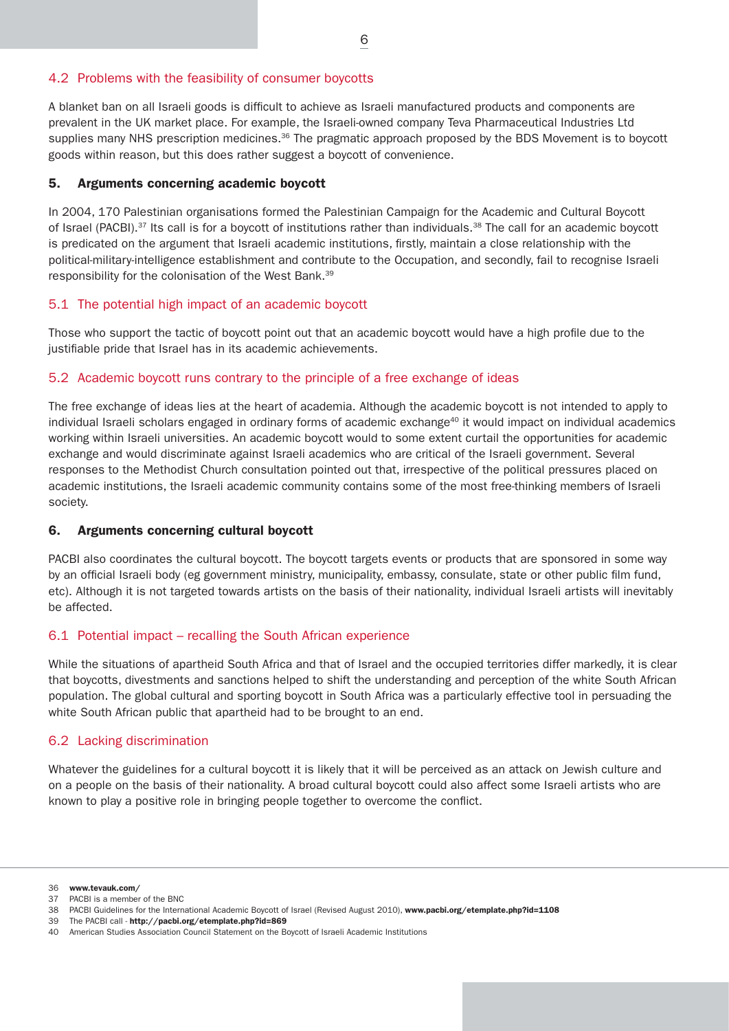### 4.2 Problems with the feasibility of consumer boycotts

A blanket ban on all Israeli goods is difficult to achieve as Israeli manufactured products and components are prevalent in the UK market place. For example, the Israeli-owned company Teva Pharmaceutical Industries Ltd supplies many NHS prescription medicines.[36] The pragmatic approach proposed by the BDS Movement is to boycott goods within reason, but this does rather suggest a boycott of convenience.

## 5. Arguments concerning academic boycott

In 2004, 170 Palestinian organisations formed the Palestinian Campaign for the Academic and Cultural Boycott of Israel (PACBI).[37] Its call is for a boycott of institutions rather than individuals.[38] The call for an academic boycott is predicated on the argument that Israeli academic institutions, firstly, maintain a close relationship with the political-military-intelligence establishment and contribute to the Occupation, and secondly, fail to recognise Israeli responsibility for the colonisation of the West Bank.[39]

### 5.1 The potential high impact of an academic boycott

Those who support the tactic of boycott point out that an academic boycott would have a high profile due to the justifiable pride that Israel has in its academic achievements.

### 5.2 Academic boycott runs contrary to the principle of a free exchange of ideas

The free exchange of ideas lies at the heart of academia. Although the academic boycott is not intended to apply to individual Israeli scholars engaged in ordinary forms of academic exchange[40] it would impact on individual academics working within Israeli universities. An academic boycott would to some extent curtail the opportunities for academic exchange and would discriminate against Israeli academics who are critical of the Israeli government. Several responses to the Methodist Church consultation pointed out that, irrespective of the political pressures placed on academic institutions, the Israeli academic community contains some of the most free-thinking members of Israeli society.

## 6. Arguments concerning cultural boycott

PACBI also coordinates the cultural boycott. The boycott targets events or products that are sponsored in some way by an official Israeli body (eg government ministry, municipality, embassy, consulate, state or other public film fund, etc). Although it is not targeted towards artists on the basis of their nationality, individual Israeli artists will inevitably be affected.

### 6.1 Potential impact – recalling the South African experience

While the situations of apartheid South Africa and that of Israel and the occupied territories differ markedly, it is clear that boycotts, divestments and sanctions helped to shift the understanding and perception of the white South African population. The global cultural and sporting boycott in South Africa was a particularly effective tool in persuading the white South African public that apartheid had to be brought to an end.

### 6.2 Lacking discrimination

Whatever the guidelines for a cultural boycott it is likely that it will be perceived as an attack on Jewish culture and on a people on the basis of their nationality. A broad cultural boycott could also affect some Israeli artists who are known to play a positive role in bringing people together to overcome the conflict.

---

36 **www.tevauk.com/**
37 PACBI is a member of the BNC
38 PACBI Guidelines for the International Academic Boycott of Israel (Revised August 2010), **www.pacbi.org/etemplate.php?id=1108**
39 The PACBI call - **http://pacbi.org/etemplate.php?id=869**
40 American Studies Association Council Statement on the Boycott of Israeli Academic Institutions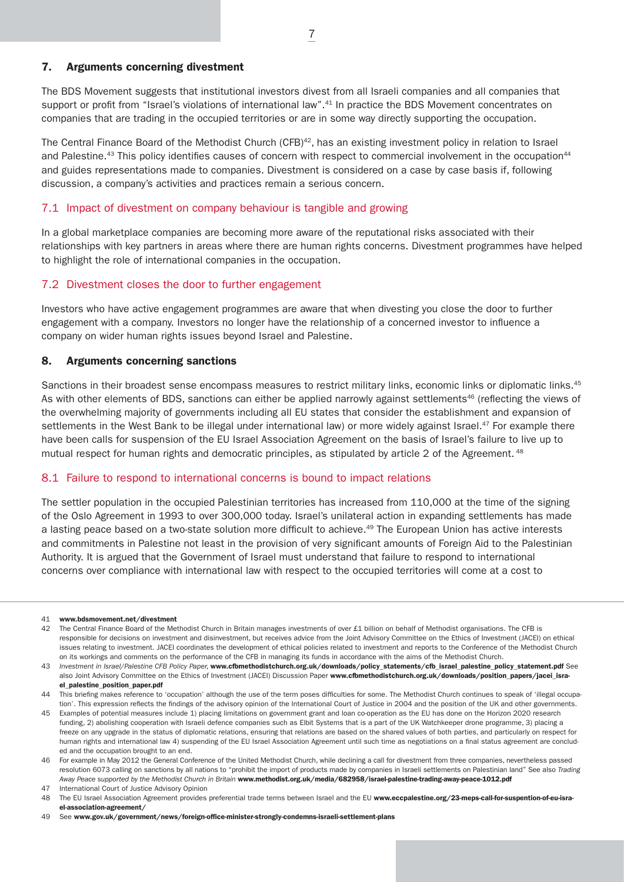## 7. Arguments concerning divestment

The BDS Movement suggests that institutional investors divest from all Israeli companies and all companies that support or profit from "Israel's violations of international law".[41] In practice the BDS Movement concentrates on companies that are trading in the occupied territories or are in some way directly supporting the occupation.

The Central Finance Board of the Methodist Church (CFB)[42], has an existing investment policy in relation to Israel and Palestine.[43] This policy identifies causes of concern with respect to commercial involvement in the occupation[44] and guides representations made to companies. Divestment is considered on a case by case basis if, following discussion, a company's activities and practices remain a serious concern.

### 7.1 Impact of divestment on company behaviour is tangible and growing

In a global marketplace companies are becoming more aware of the reputational risks associated with their relationships with key partners in areas where there are human rights concerns. Divestment programmes have helped to highlight the role of international companies in the occupation.

### 7.2 Divestment closes the door to further engagement

Investors who have active engagement programmes are aware that when divesting you close the door to further engagement with a company. Investors no longer have the relationship of a concerned investor to influence a company on wider human rights issues beyond Israel and Palestine.

## 8. Arguments concerning sanctions

Sanctions in their broadest sense encompass measures to restrict military links, economic links or diplomatic links.[45] As with other elements of BDS, sanctions can either be applied narrowly against settlements[46] (reflecting the views of the overwhelming majority of governments including all EU states that consider the establishment and expansion of settlements in the West Bank to be illegal under international law) or more widely against Israel.[47] For example there have been calls for suspension of the EU Israel Association Agreement on the basis of Israel's failure to live up to mutual respect for human rights and democratic principles, as stipulated by article 2 of the Agreement.[48]

### 8.1 Failure to respond to international concerns is bound to impact relations

The settler population in the occupied Palestinian territories has increased from 110,000 at the time of the signing of the Oslo Agreement in 1993 to over 300,000 today. Israel's unilateral action in expanding settlements has made a lasting peace based on a two-state solution more difficult to achieve.[49] The European Union has active interests and commitments in Palestine not least in the provision of very significant amounts of Foreign Aid to the Palestinian Authority. It is argued that the Government of Israel must understand that failure to respond to international concerns over compliance with international law with respect to the occupied territories will come at a cost to

---

41 **www.bdsmovement.net/divestment**

42 The Central Finance Board of the Methodist Church in Britain manages investments of over £1 billion on behalf of Methodist organisations. The CFB is responsible for decisions on investment and disinvestment, but receives advice from the Joint Advisory Committee on the Ethics of Investment (JACEI) on ethical issues relating to investment. JACEI coordinates the development of ethical policies related to investment and reports to the Conference of the Methodist Church on its workings and comments on the performance of the CFB in managing its funds in accordance with the aims of the Methodist Church.

43 *Investment in Israel/Palestine CFB Policy Paper,* **www.cfbmethodistchurch.org.uk/downloads/policy_statements/cfb_israel_palestine_policy_statement.pdf** See also Joint Advisory Committee on the Ethics of Investment (JACEI) Discussion Paper **www.cfbmethodistchurch.org.uk/downloads/position_papers/jacei_israel_palestine_position_paper.pdf**

44 This briefing makes reference to 'occupation' although the use of the term poses difficulties for some. The Methodist Church continues to speak of 'illegal occupation'. This expression reflects the findings of the advisory opinion of the International Court of Justice in 2004 and the position of the UK and other governments.

45 Examples of potential measures include 1) placing limitations on government grant and loan co-operation as the EU has done on the Horizon 2020 research funding, 2) abolishing cooperation with Israeli defence companies such as Elbit Systems that is a part of the UK Watchkeeper drone programme, 3) placing a freeze on any upgrade in the status of diplomatic relations, ensuring that relations are based on the shared values of both parties, and particularly on respect for human rights and international law 4) suspending of the EU Israel Association Agreement until such time as negotiations on a final status agreement are concluded and the occupation brought to an end.

46 For example in May 2012 the General Conference of the United Methodist Church, while declining a call for divestment from three companies, nevertheless passed resolution 6073 calling on sanctions by all nations to "prohibit the import of products made by companies in Israeli settlements on Palestinian land" See also *Trading Away Peace supported by the Methodist Church in Britain* **www.methodist.org.uk/media/682958/israel-palestine-trading-away-peace-1012.pdf**

47 International Court of Justice Advisory Opinion

48 The EU Israel Association Agreement provides preferential trade terms between Israel and the EU **www.eccpalestine.org/23-meps-call-for-suspention-of-eu-israel-association-agreement/**

49 See **www.gov.uk/government/news/foreign-office-minister-strongly-condemns-israeli-settlement-plans**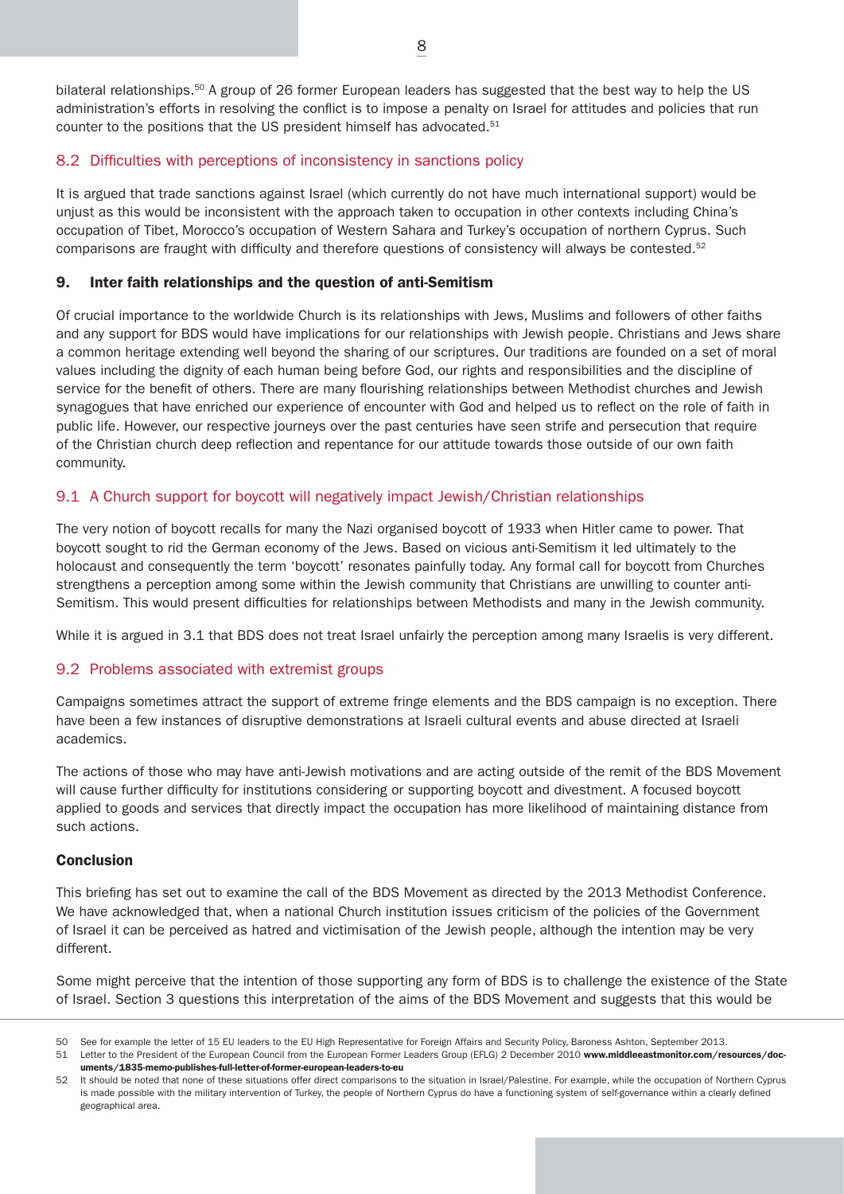bilateral relationships.[50] A group of 26 former European leaders has suggested that the best way to help the US administration's efforts in resolving the conflict is to impose a penalty on Israel for attitudes and policies that run counter to the positions that the US president himself has advocated.[51]

### 8.2 Difficulties with perceptions of inconsistency in sanctions policy

It is argued that trade sanctions against Israel (which currently do not have much international support) would be unjust as this would be inconsistent with the approach taken to occupation in other contexts including China's occupation of Tibet, Morocco's occupation of Western Sahara and Turkey's occupation of northern Cyprus. Such comparisons are fraught with difficulty and therefore questions of consistency will always be contested.[52]

## 9. Inter faith relationships and the question of anti-Semitism

Of crucial importance to the worldwide Church is its relationships with Jews, Muslims and followers of other faiths and any support for BDS would have implications for our relationships with Jewish people. Christians and Jews share a common heritage extending well beyond the sharing of our scriptures. Our traditions are founded on a set of moral values including the dignity of each human being before God, our rights and responsibilities and the discipline of service for the benefit of others. There are many flourishing relationships between Methodist churches and Jewish synagogues that have enriched our experience of encounter with God and helped us to reflect on the role of faith in public life. However, our respective journeys over the past centuries have seen strife and persecution that require of the Christian church deep reflection and repentance for our attitude towards those outside of our own faith community.

### 9.1 A Church support for boycott will negatively impact Jewish/Christian relationships

The very notion of boycott recalls for many the Nazi organised boycott of 1933 when Hitler came to power. That boycott sought to rid the German economy of the Jews. Based on vicious anti-Semitism it led ultimately to the holocaust and consequently the term 'boycott' resonates painfully today. Any formal call for boycott from Churches strengthens a perception among some within the Jewish community that Christians are unwilling to counter anti-Semitism. This would present difficulties for relationships between Methodists and many in the Jewish community.

While it is argued in 3.1 that BDS does not treat Israel unfairly the perception among many Israelis is very different.

### 9.2 Problems associated with extremist groups

Campaigns sometimes attract the support of extreme fringe elements and the BDS campaign is no exception. There have been a few instances of disruptive demonstrations at Israeli cultural events and abuse directed at Israeli academics.

The actions of those who may have anti-Jewish motivations and are acting outside of the remit of the BDS Movement will cause further difficulty for institutions considering or supporting boycott and divestment. A focused boycott applied to goods and services that directly impact the occupation has more likelihood of maintaining distance from such actions.

## Conclusion

This briefing has set out to examine the call of the BDS Movement as directed by the 2013 Methodist Conference. We have acknowledged that, when a national Church institution issues criticism of the policies of the Government of Israel it can be perceived as hatred and victimisation of the Jewish people, although the intention may be very different.

Some might perceive that the intention of those supporting any form of BDS is to challenge the existence of the State of Israel. Section 3 questions this interpretation of the aims of the BDS Movement and suggests that this would be

---

50 See for example the letter of 15 EU leaders to the EU High Representative for Foreign Affairs and Security Policy, Baroness Ashton, September 2013.

51 Letter to the President of the European Council from the European Former Leaders Group (EFLG) 2 December 2010 **www.middleeastmonitor.com/resources/documents/1835-memo-publishes-full-letter-of-former-european-leaders-to-eu**

52 It should be noted that none of these situations offer direct comparisons to the situation in Israel/Palestine. For example, while the occupation of Northern Cyprus is made possible with the military intervention of Turkey, the people of Northern Cyprus do have a functioning system of self-governance within a clearly defined geographical area.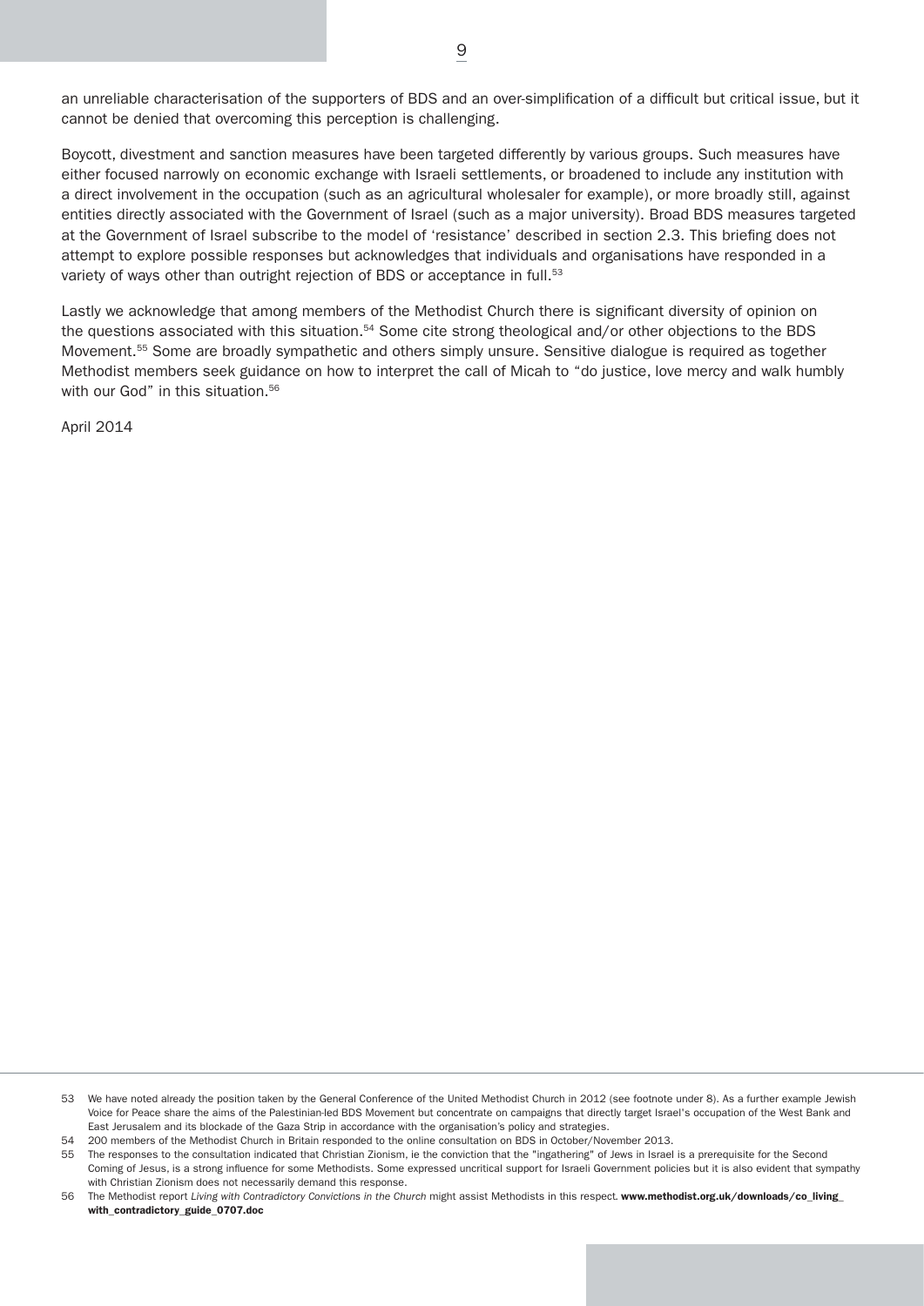an unreliable characterisation of the supporters of BDS and an over-simplification of a difficult but critical issue, but it cannot be denied that overcoming this perception is challenging.

Boycott, divestment and sanction measures have been targeted differently by various groups. Such measures have either focused narrowly on economic exchange with Israeli settlements, or broadened to include any institution with a direct involvement in the occupation (such as an agricultural wholesaler for example), or more broadly still, against entities directly associated with the Government of Israel (such as a major university). Broad BDS measures targeted at the Government of Israel subscribe to the model of 'resistance' described in section 2.3. This briefing does not attempt to explore possible responses but acknowledges that individuals and organisations have responded in a variety of ways other than outright rejection of BDS or acceptance in full.[53]

Lastly we acknowledge that among members of the Methodist Church there is significant diversity of opinion on the questions associated with this situation.[54] Some cite strong theological and/or other objections to the BDS Movement.[55] Some are broadly sympathetic and others simply unsure. Sensitive dialogue is required as together Methodist members seek guidance on how to interpret the call of Micah to "do justice, love mercy and walk humbly with our God" in this situation.[56]

April 2014

---

53 We have noted already the position taken by the General Conference of the United Methodist Church in 2012 (see footnote under 8). As a further example Jewish Voice for Peace share the aims of the Palestinian-led BDS Movement but concentrate on campaigns that directly target Israel's occupation of the West Bank and East Jerusalem and its blockade of the Gaza Strip in accordance with the organisation's policy and strategies.

54 200 members of the Methodist Church in Britain responded to the online consultation on BDS in October/November 2013.

55 The responses to the consultation indicated that Christian Zionism, ie the conviction that the "ingathering" of Jews in Israel is a prerequisite for the Second Coming of Jesus, is a strong influence for some Methodists. Some expressed uncritical support for Israeli Government policies but it is also evident that sympathy with Christian Zionism does not necessarily demand this response.

56 The Methodist report *Living with Contradictory Convictions in the Church* might assist Methodists in this respect. **www.methodist.org.uk/downloads/co_living_with_contradictory_guide_0707.doc**